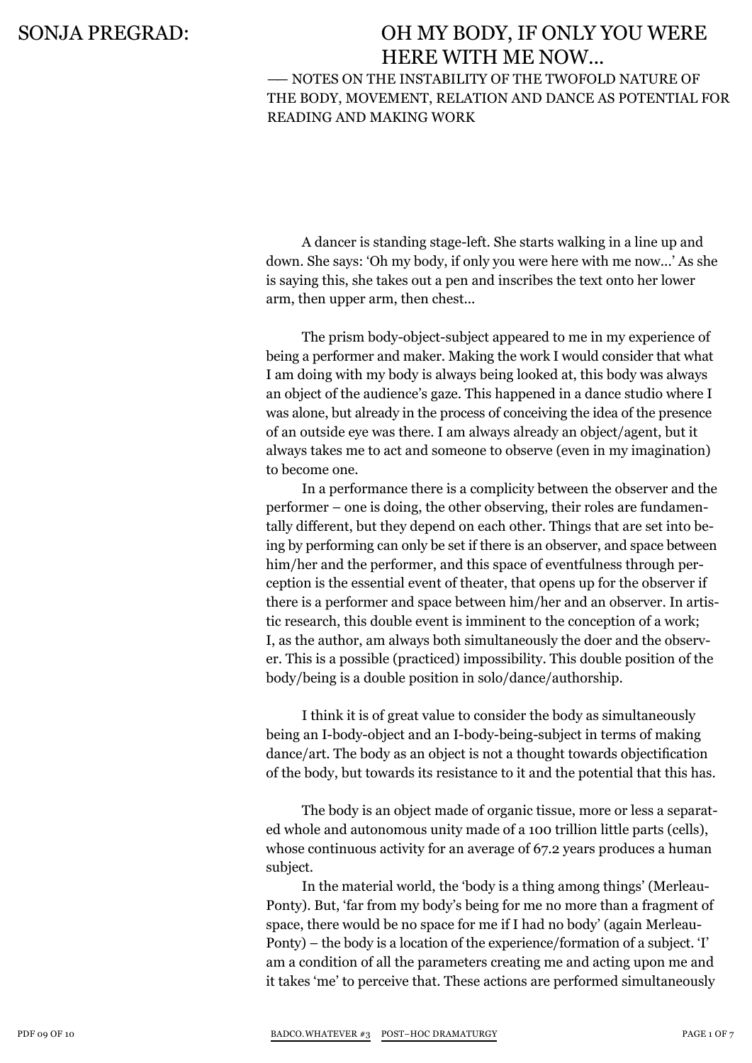# SONJA PREGRAD: OH MY BODY, IF ONLY YOU WERE HERE WITH ME NOW...

## —— NOTES ON THE INSTABILITY OF THE TWOFOLD NATURE OF THE BODY, MOVEMENT, RELATION AND DANCE AS POTENTIAL FOR READING AND MAKING WORK

A dancer is standing stage-left. She starts walking in a line up and down. She says: 'Oh my body, if only you were here with me now...' As she is saying this, she takes out a pen and inscribes the text onto her lower arm, then upper arm, then chest...

The prism body-object-subject appeared to me in my experience of being a performer and maker. Making the work I would consider that what I am doing with my body is always being looked at, this body was always an object of the audience's gaze. This happened in a dance studio where I was alone, but already in the process of conceiving the idea of the presence of an outside eye was there. I am always already an object/agent, but it always takes me to act and someone to observe (even in my imagination) to become one.

In a performance there is a complicity between the observer and the performer – one is doing, the other observing, their roles are fundamentally different, but they depend on each other. Things that are set into being by performing can only be set if there is an observer, and space between him/her and the performer, and this space of eventfulness through perception is the essential event of theater, that opens up for the observer if there is a performer and space between him/her and an observer. In artistic research, this double event is imminent to the conception of a work; I, as the author, am always both simultaneously the doer and the observer. This is a possible (practiced) impossibility. This double position of the body/being is a double position in solo/dance/authorship.

I think it is of great value to consider the body as simultaneously being an I-body-object and an I-body-being-subject in terms of making dance/art. The body as an object is not a thought towards objectification of the body, but towards its resistance to it and the potential that this has.

The body is an object made of organic tissue, more or less a separated whole and autonomous unity made of a 100 trillion little parts (cells), whose continuous activity for an average of 67.2 years produces a human subject.

In the material world, the 'body is a thing among things' (Merleau-Ponty). But, 'far from my body's being for me no more than a fragment of space, there would be no space for me if I had no body' (again Merleau-Ponty) – the body is a location of the experience/formation of a subject. 'I' am a condition of all the parameters creating me and acting upon me and it takes 'me' to perceive that. These actions are performed simultaneously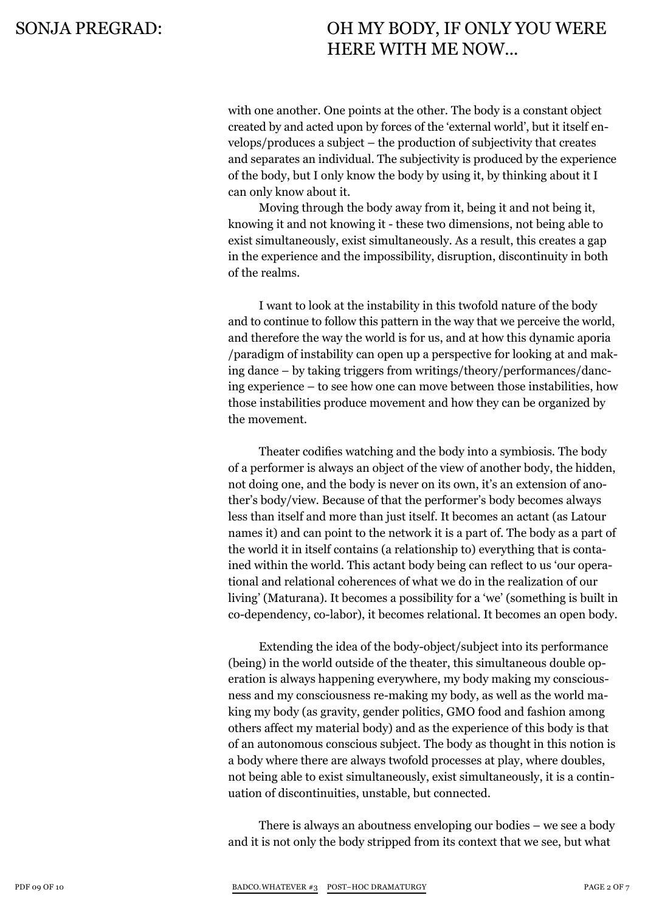with one another. One points at the other. The body is a constant object created by and acted upon by forces of the 'external world', but it itself envelops/produces a subject – the production of subjectivity that creates and separates an individual. The subjectivity is produced by the experience of the body, but I only know the body by using it, by thinking about it I can only know about it.

Moving through the body away from it, being it and not being it, knowing it and not knowing it - these two dimensions, not being able to exist simultaneously, exist simultaneously. As a result, this creates a gap in the experience and the impossibility, disruption, discontinuity in both of the realms.

I want to look at the instability in this twofold nature of the body and to continue to follow this pattern in the way that we perceive the world, and therefore the way the world is for us, and at how this dynamic aporia /paradigm of instability can open up a perspective for looking at and making dance – by taking triggers from writings/theory/performances/dancing experience – to see how one can move between those instabilities, how those instabilities produce movement and how they can be organized by the movement.

Theater codifies watching and the body into a symbiosis. The body of a performer is always an object of the view of another body, the hidden, not doing one, and the body is never on its own, it's an extension of another's body/view. Because of that the performer's body becomes always less than itself and more than just itself. It becomes an actant (as Latour names it) and can point to the network it is a part of. The body as a part of the world it in itself contains (a relationship to) everything that is contained within the world. This actant body being can reflect to us 'our operational and relational coherences of what we do in the realization of our living' (Maturana). It becomes a possibility for a 'we' (something is built in co-dependency, co-labor), it becomes relational. It becomes an open body.

Extending the idea of the body-object/subject into its performance (being) in the world outside of the theater, this simultaneous double operation is always happening everywhere, my body making my consciousness and my consciousness re-making my body, as well as the world making my body (as gravity, gender politics, GMO food and fashion among others affect my material body) and as the experience of this body is that of an autonomous conscious subject. The body as thought in this notion is a body where there are always twofold processes at play, where doubles, not being able to exist simultaneously, exist simultaneously, it is a continuation of discontinuities, unstable, but connected.

There is always an aboutness enveloping our bodies – we see a body and it is not only the body stripped from its context that we see, but what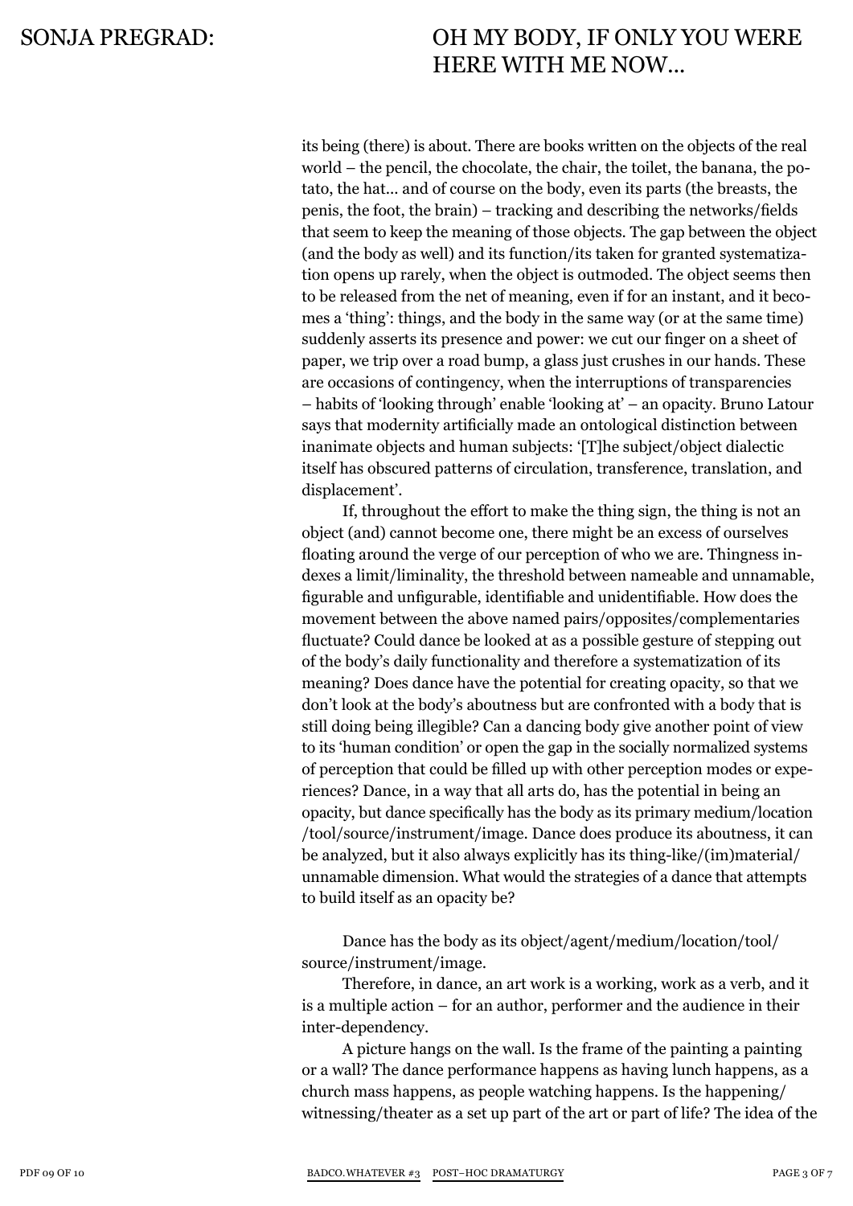its being (there) is about. There are books written on the objects of the real world – the pencil, the chocolate, the chair, the toilet, the banana, the potato, the hat... and of course on the body, even its parts (the breasts, the penis, the foot, the brain) – tracking and describing the networks/fields that seem to keep the meaning of those objects. The gap between the object (and the body as well) and its function/its taken for granted systematization opens up rarely, when the object is outmoded. The object seems then to be released from the net of meaning, even if for an instant, and it becomes a 'thing': things, and the body in the same way (or at the same time) suddenly asserts its presence and power: we cut our finger on a sheet of paper, we trip over a road bump, a glass just crushes in our hands. These are occasions of contingency, when the interruptions of transparencies – habits of 'looking through' enable 'looking at' – an opacity. Bruno Latour says that modernity artificially made an ontological distinction between inanimate objects and human subjects: '[T]he subject/object dialectic itself has obscured patterns of circulation, transference, translation, and displacement'.

If, throughout the effort to make the thing sign, the thing is not an object (and) cannot become one, there might be an excess of ourselves floating around the verge of our perception of who we are. Thingness indexes a limit/liminality, the threshold between nameable and unnamable, figurable and unfigurable, identifiable and unidentifiable. How does the movement between the above named pairs/opposites/complementaries fluctuate? Could dance be looked at as a possible gesture of stepping out of the body's daily functionality and therefore a systematization of its meaning? Does dance have the potential for creating opacity, so that we don't look at the body's aboutness but are confronted with a body that is still doing being illegible? Can a dancing body give another point of view to its 'human condition' or open the gap in the socially normalized systems of perception that could be filled up with other perception modes or experiences? Dance, in a way that all arts do, has the potential in being an opacity, but dance specifically has the body as its primary medium/location /tool/source/instrument/image. Dance does produce its aboutness, it can be analyzed, but it also always explicitly has its thing-like/(im)material/ unnamable dimension. What would the strategies of a dance that attempts to build itself as an opacity be?

Dance has the body as its object/agent/medium/location/tool/ source/instrument/image.

Therefore, in dance, an art work is a working, work as a verb, and it is a multiple action – for an author, performer and the audience in their inter-dependency.

A picture hangs on the wall. Is the frame of the painting a painting or a wall? The dance performance happens as having lunch happens, as a church mass happens, as people watching happens. Is the happening/ witnessing/theater as a set up part of the art or part of life? The idea of the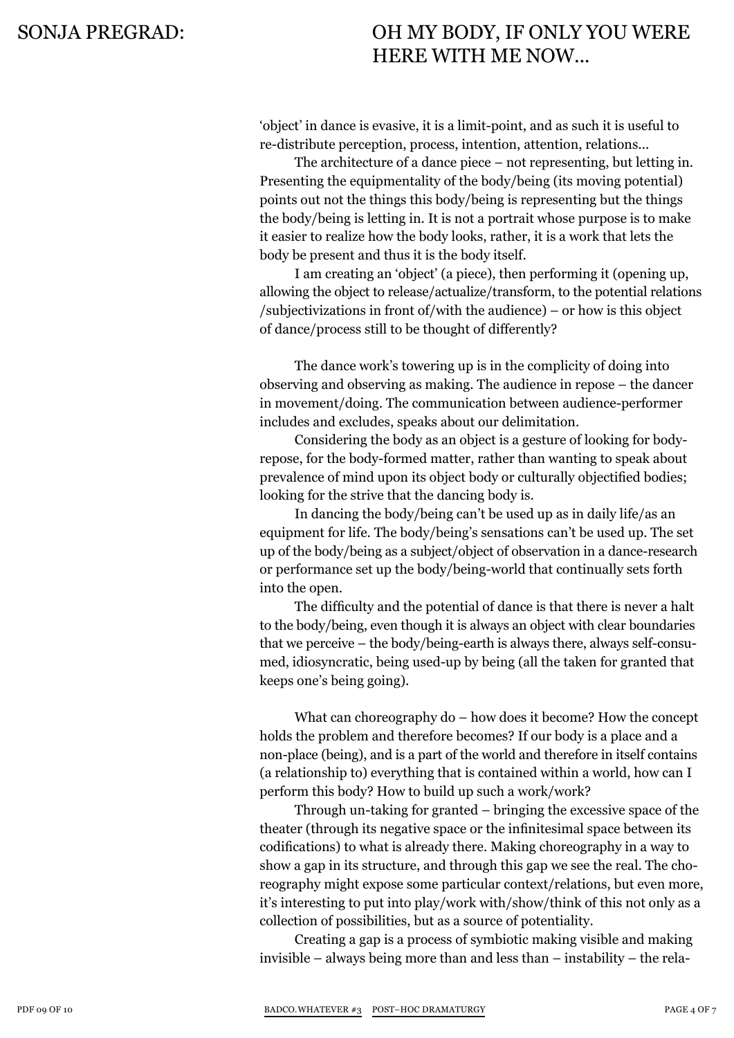'object' in dance is evasive, it is a limit-point, and as such it is useful to re-distribute perception, process, intention, attention, relations...

The architecture of a dance piece – not representing, but letting in. Presenting the equipmentality of the body/being (its moving potential) points out not the things this body/being is representing but the things the body/being is letting in. It is not a portrait whose purpose is to make it easier to realize how the body looks, rather, it is a work that lets the body be present and thus it is the body itself.

I am creating an 'object' (a piece), then performing it (opening up, allowing the object to release/actualize/transform, to the potential relations /subjectivizations in front of/with the audience) – or how is this object of dance/process still to be thought of differently?

The dance work's towering up is in the complicity of doing into observing and observing as making. The audience in repose – the dancer in movement/doing. The communication between audience-performer includes and excludes, speaks about our delimitation.

Considering the body as an object is a gesture of looking for body-repose, for the body-formed matter, rather than wanting to speak about prevalence of mind upon its object body or culturally objectified bodies; looking for the strive that the dancing body is.

In dancing the body/being can't be used up as in daily life/as an equipment for life. The body/being's sensations can't be used up. The set up of the body/being as a subject/object of observation in a dance-research or performance set up the body/being-world that continually sets forth into the open.

The difficulty and the potential of dance is that there is never a halt to the body/being, even though it is always an object with clear boundaries that we perceive – the body/being-earth is always there, always self-consumed, idiosyncratic, being used-up by being (all the taken for granted that keeps one's being going).

What can choreography do – how does it become? How the concept holds the problem and therefore becomes? If our body is a place and a non-place (being), and is a part of the world and therefore in itself contains (a relationship to) everything that is contained within a world, how can I perform this body? How to build up such a work/work?

Through un-taking for granted – bringing the excessive space of the theater (through its negative space or the infinitesimal space between its codifications) to what is already there. Making choreography in a way to show a gap in its structure, and through this gap we see the real. The choreography might expose some particular context/relations, but even more, it's interesting to put into play/work with/show/think of this not only as a collection of possibilities, but as a source of potentiality.

Creating a gap is a process of symbiotic making visible and making invisible – always being more than and less than – instability – the rela-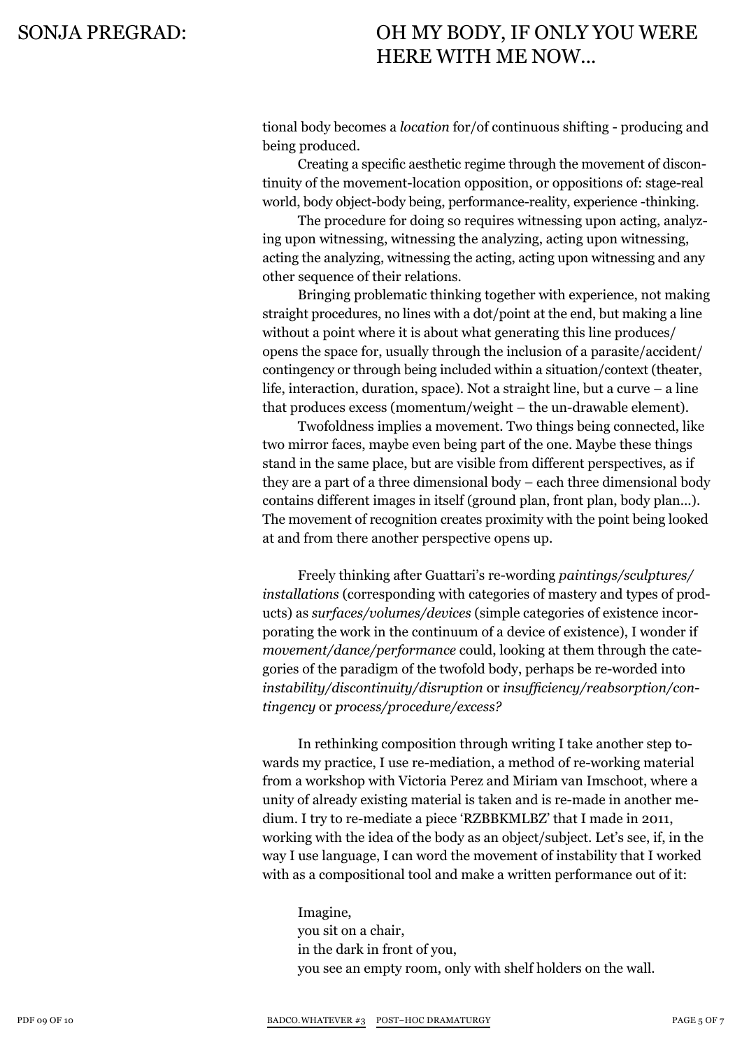tional body becomes a *location* for/of continuous shifting - producing and being produced.

Creating a specific aesthetic regime through the movement of discontinuity of the movement-location opposition, or oppositions of: stage-real world, body object-body being, performance-reality, experience -thinking.

The procedure for doing so requires witnessing upon acting, analyzing upon witnessing, witnessing the analyzing, acting upon witnessing, acting the analyzing, witnessing the acting, acting upon witnessing and any other sequence of their relations.

Bringing problematic thinking together with experience, not making straight procedures, no lines with a dot/point at the end, but making a line without a point where it is about what generating this line produces/opens the space for, usually through the inclusion of a parasite/accident/contingency or through being included within a situation/context (theater, life, interaction, duration, space). Not a straight line, but a curve – a line that produces excess (momentum/weight – the un-drawable element).

Twofoldness implies a movement. Two things being connected, like two mirror faces, maybe even being part of the one. Maybe these things stand in the same place, but are visible from different perspectives, as if they are a part of a three dimensional body – each three dimensional body contains different images in itself (ground plan, front plan, body plan...). The movement of recognition creates proximity with the point being looked at and from there another perspective opens up.

Freely thinking after Guattari's re-wording *paintings/sculptures/installations* (corresponding with categories of mastery and types of products) as *surfaces/volumes/devices* (simple categories of existence incorporating the work in the continuum of a device of existence), I wonder if *movement/dance/performance* could, looking at them through the categories of the paradigm of the twofold body, perhaps be re-worded into *instability/discontinuity/disruption* or *insufficiency/reabsorption/contingency* or *process/procedure/excess?*

In rethinking composition through writing I take another step towards my practice, I use re-mediation, a method of re-working material from a workshop with Victoria Perez and Miriam van Imschoot, where a unity of already existing material is taken and is re-made in another medium. I try to re-mediate a piece 'RZBBKMLBZ' that I made in 2011, working with the idea of the body as an object/subject. Let's see, if, in the way I use language, I can word the movement of instability that I worked with as a compositional tool and make a written performance out of it:

Imagine,  
you sit on a chair,  
in the dark in front of you,  
you see an empty room, only with shelf holders on the wall.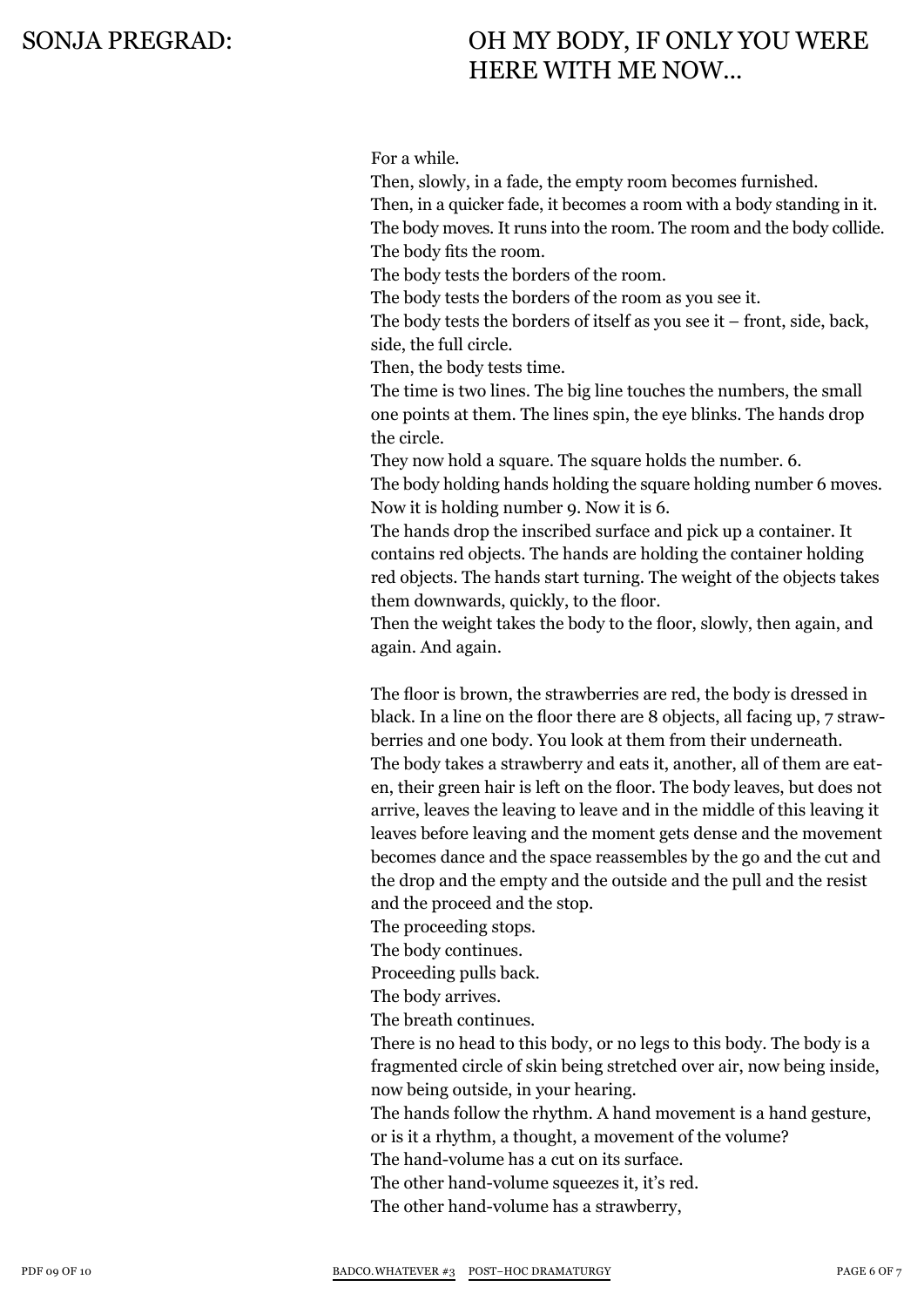For a while.
Then, slowly, in a fade, the empty room becomes furnished.
Then, in a quicker fade, it becomes a room with a body standing in it.
The body moves. It runs into the room. The room and the body collide.
The body fits the room.
The body tests the borders of the room.
The body tests the borders of the room as you see it.
The body tests the borders of itself as you see it – front, side, back, side, the full circle.
Then, the body tests time.
The time is two lines. The big line touches the numbers, the small one points at them. The lines spin, the eye blinks. The hands drop the circle.
They now hold a square. The square holds the number. 6.
The body holding hands holding the square holding number 6 moves. Now it is holding number 9. Now it is 6.
The hands drop the inscribed surface and pick up a container. It contains red objects. The hands are holding the container holding red objects. The hands start turning. The weight of the objects takes them downwards, quickly, to the floor.
Then the weight takes the body to the floor, slowly, then again, and again. And again.

The floor is brown, the strawberries are red, the body is dressed in black. In a line on the floor there are 8 objects, all facing up, 7 strawberries and one body. You look at them from their underneath.
The body takes a strawberry and eats it, another, all of them are eaten, their green hair is left on the floor. The body leaves, but does not arrive, leaves the leaving to leave and in the middle of this leaving it leaves before leaving and the moment gets dense and the movement becomes dance and the space reassembles by the go and the cut and the drop and the empty and the outside and the pull and the resist and the proceed and the stop.
The proceeding stops.
The body continues.
Proceeding pulls back.
The body arrives.
The breath continues.
There is no head to this body, or no legs to this body. The body is a fragmented circle of skin being stretched over air, now being inside, now being outside, in your hearing.
The hands follow the rhythm. A hand movement is a hand gesture, or is it a rhythm, a thought, a movement of the volume?
The hand-volume has a cut on its surface.
The other hand-volume squeezes it, it's red.
The other hand-volume has a strawberry,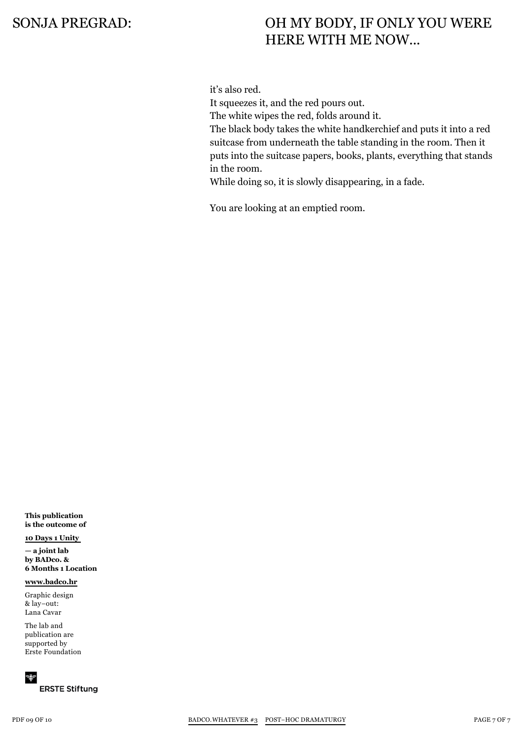it's also red.
It squeezes it, and the red pours out.
The white wipes the red, folds around it.
The black body takes the white handkerchief and puts it into a red suitcase from underneath the table standing in the room. Then it puts into the suitcase papers, books, plants, everything that stands in the room.
While doing so, it is slowly disappearing, in a fade.

You are looking at an emptied room.

**This publication is the outcome of**

**10 Days 1 Unity**

**— a joint lab by BADco. & 6 Months 1 Location**

**www.badco.hr**

Graphic design & lay–out: Lana Cavar

The lab and publication are supported by Erste Foundation

ERSTE Stiftung